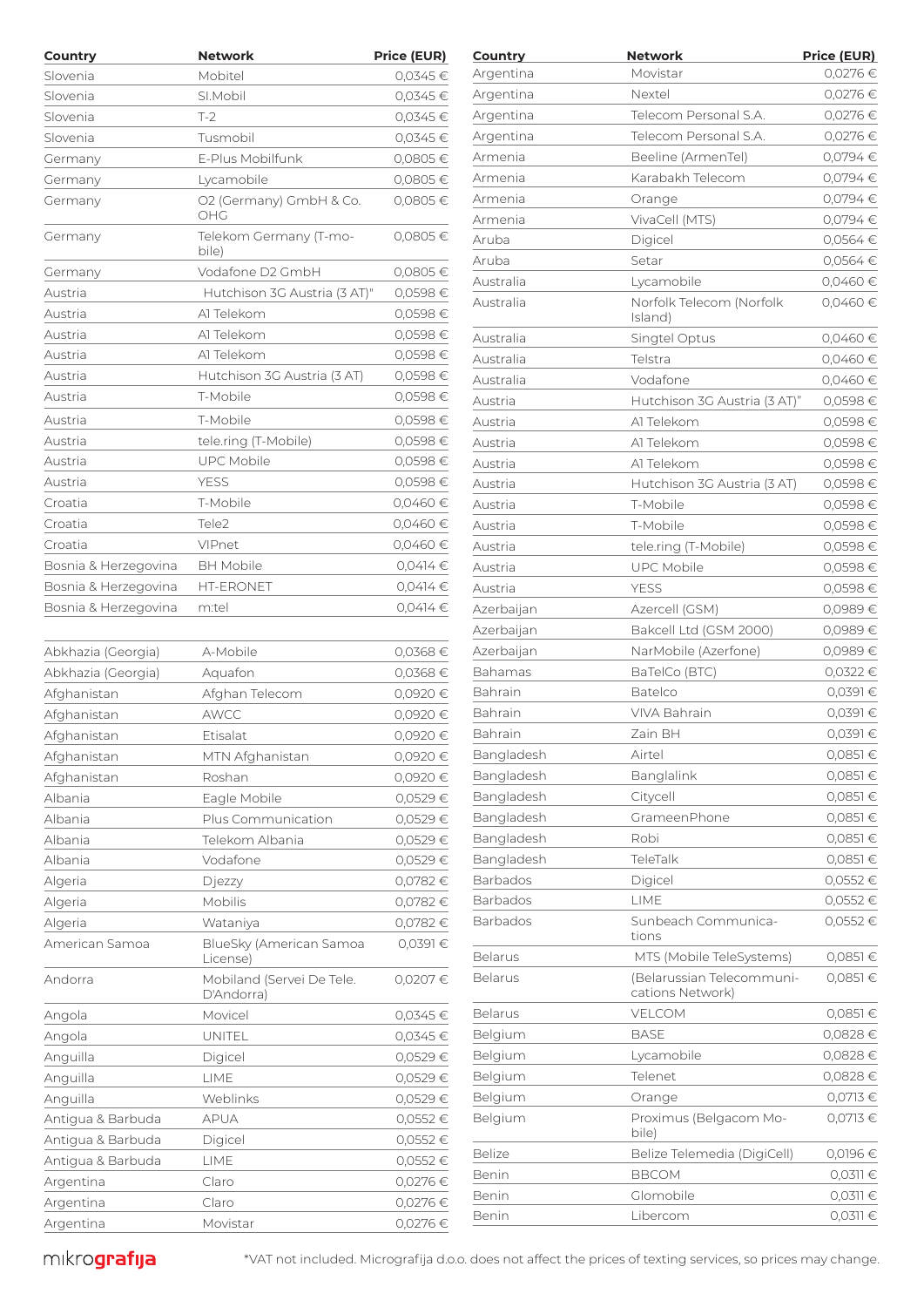| Country | Network | Price (EUR) |
|---|---|---|
| Slovenia | Mobitel | 0,0345 € |
| Slovenia | Sl.Mobil | 0,0345 € |
| Slovenia | T-2 | 0,0345 € |
| Slovenia | Tusmobil | 0,0345 € |
| Germany | E-Plus Mobilfunk | 0,0805 € |
| Germany | Lycamobile | 0,0805 € |
| Germany | O2 (Germany) GmbH & Co. OHG | 0,0805 € |
| Germany | Telekom Germany (T-mobile) | 0,0805 € |
| Germany | Vodafone D2 GmbH | 0,0805 € |
| Austria | Hutchison 3G Austria (3 AT)" | 0,0598 € |
| Austria | A1 Telekom | 0,0598 € |
| Austria | A1 Telekom | 0,0598 € |
| Austria | A1 Telekom | 0,0598 € |
| Austria | Hutchison 3G Austria (3 AT) | 0,0598 € |
| Austria | T-Mobile | 0,0598 € |
| Austria | T-Mobile | 0,0598 € |
| Austria | tele.ring (T-Mobile) | 0,0598 € |
| Austria | UPC Mobile | 0,0598 € |
| Austria | YESS | 0,0598 € |
| Croatia | T-Mobile | 0,0460 € |
| Croatia | Tele2 | 0,0460 € |
| Croatia | VIPnet | 0,0460 € |
| Bosnia & Herzegovina | BH Mobile | 0,0414 € |
| Bosnia & Herzegovina | HT-ERONET | 0,0414 € |
| Bosnia & Herzegovina | m:tel | 0,0414 € |

| Country | Network | Price (EUR) |
|---|---|---|
| Abkhazia (Georgia) | A-Mobile | 0,0368 € |
| Abkhazia (Georgia) | Aquafon | 0,0368 € |
| Afghanistan | Afghan Telecom | 0,0920 € |
| Afghanistan | AWCC | 0,0920 € |
| Afghanistan | Etisalat | 0,0920 € |
| Afghanistan | MTN Afghanistan | 0,0920 € |
| Afghanistan | Roshan | 0,0920 € |
| Albania | Eagle Mobile | 0,0529 € |
| Albania | Plus Communication | 0,0529 € |
| Albania | Telekom Albania | 0,0529 € |
| Albania | Vodafone | 0,0529 € |
| Algeria | Djezzy | 0,0782 € |
| Algeria | Mobilis | 0,0782 € |
| Algeria | Wataniya | 0,0782 € |
| American Samoa | BlueSky (American Samoa License) | 0,0391 € |
| Andorra | Mobiland (Servei De Tele. D'Andorra) | 0,0207 € |
| Angola | Movicel | 0,0345 € |
| Angola | UNITEL | 0,0345 € |
| Anguilla | Digicel | 0,0529 € |
| Anguilla | LIME | 0,0529 € |
| Anguilla | Weblinks | 0,0529 € |
| Antigua & Barbuda | APUA | 0,0552 € |
| Antigua & Barbuda | Digicel | 0,0552 € |
| Antigua & Barbuda | LIME | 0,0552 € |
| Argentina | Claro | 0,0276 € |
| Argentina | Claro | 0,0276 € |
| Argentina | Movistar | 0,0276 € |
| Argentina | Movistar | 0,0276 € |
| Argentina | Nextel | 0,0276 € |
| Argentina | Telecom Personal S.A. | 0,0276 € |
| Argentina | Telecom Personal S.A. | 0,0276 € |
| Armenia | Beeline (ArmenTel) | 0,0794 € |
| Armenia | Karabakh Telecom | 0,0794 € |
| Armenia | Orange | 0,0794 € |
| Armenia | VivaCell (MTS) | 0,0794 € |
| Aruba | Digicel | 0,0564 € |
| Aruba | Setar | 0,0564 € |
| Australia | Lycamobile | 0,0460 € |
| Australia | Norfolk Telecom (Norfolk Island) | 0,0460 € |
| Australia | Singtel Optus | 0,0460 € |
| Australia | Telstra | 0,0460 € |
| Australia | Vodafone | 0,0460 € |
| Austria | Hutchison 3G Austria (3 AT)" | 0,0598 € |
| Austria | A1 Telekom | 0,0598 € |
| Austria | A1 Telekom | 0,0598 € |
| Austria | A1 Telekom | 0,0598 € |
| Austria | Hutchison 3G Austria (3 AT) | 0,0598 € |
| Austria | T-Mobile | 0,0598 € |
| Austria | T-Mobile | 0,0598 € |
| Austria | tele.ring (T-Mobile) | 0,0598 € |
| Austria | UPC Mobile | 0,0598 € |
| Austria | YESS | 0,0598 € |
| Azerbaijan | Azercell (GSM) | 0,0989 € |
| Azerbaijan | Bakcell Ltd (GSM 2000) | 0,0989 € |
| Azerbaijan | NarMobile (Azerfone) | 0,0989 € |
| Bahamas | BaTelCo (BTC) | 0,0322 € |
| Bahrain | Batelco | 0,0391 € |
| Bahrain | VIVA Bahrain | 0,0391 € |
| Bahrain | Zain BH | 0,0391 € |
| Bangladesh | Airtel | 0,0851 € |
| Bangladesh | Banglalink | 0,0851 € |
| Bangladesh | Citycell | 0,0851 € |
| Bangladesh | GrameenPhone | 0,0851 € |
| Bangladesh | Robi | 0,0851 € |
| Bangladesh | TeleTalk | 0,0851 € |
| Barbados | Digicel | 0,0552 € |
| Barbados | LIME | 0,0552 € |
| Barbados | Sunbeach Communications | 0,0552 € |
| Belarus | MTS (Mobile TeleSystems) | 0,0851 € |
| Belarus | (Belarussian Telecommunications Network) | 0,0851 € |
| Belarus | VELCOM | 0,0851 € |
| Belgium | BASE | 0,0828 € |
| Belgium | Lycamobile | 0,0828 € |
| Belgium | Telenet | 0,0828 € |
| Belgium | Orange | 0,0713 € |
| Belgium | Proximus (Belgacom Mobile) | 0,0713 € |
| Belize | Belize Telemedia (DigiCell) | 0,0196 € |
| Benin | BBCOM | 0,0311 € |
| Benin | Glomobile | 0,0311 € |
| Benin | Libercom | 0,0311 € |

*VAT not included. Micrografija d.o.o. does not affect the prices of texting services, so prices may change.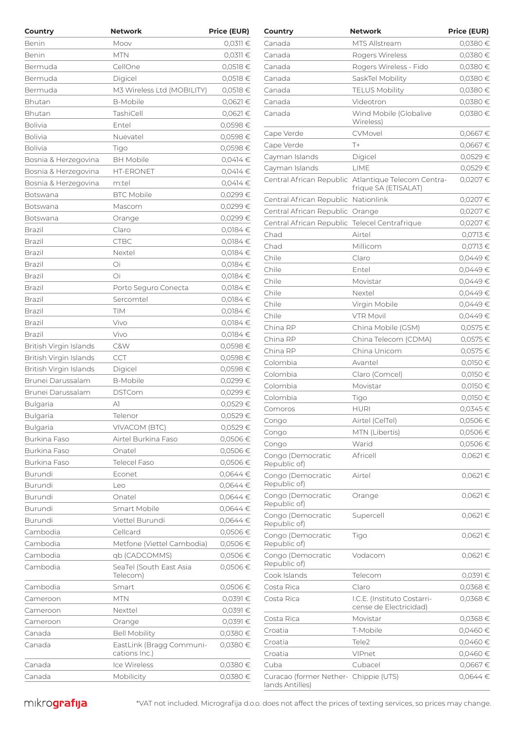| Country | Network | Price (EUR) |
|---|---|---|
| Benin | Moov | 0,0311 € |
| Benin | MTN | 0,0311 € |
| Bermuda | CellOne | 0,0518 € |
| Bermuda | Digicel | 0,0518 € |
| Bermuda | M3 Wireless Ltd (MOBILITY) | 0,0518 € |
| Bhutan | B-Mobile | 0,0621 € |
| Bhutan | TashiCell | 0,0621 € |
| Bolivia | Entel | 0,0598 € |
| Bolivia | Nuevatel | 0,0598 € |
| Bolivia | Tigo | 0,0598 € |
| Bosnia & Herzegovina | BH Mobile | 0,0414 € |
| Bosnia & Herzegovina | HT-ERONET | 0,0414 € |
| Bosnia & Herzegovina | m:tel | 0,0414 € |
| Botswana | BTC Mobile | 0,0299 € |
| Botswana | Mascom | 0,0299 € |
| Botswana | Orange | 0,0299 € |
| Brazil | Claro | 0,0184 € |
| Brazil | CTBC | 0,0184 € |
| Brazil | Nextel | 0,0184 € |
| Brazil | Oi | 0,0184 € |
| Brazil | Oi | 0,0184 € |
| Brazil | Porto Seguro Conecta | 0,0184 € |
| Brazil | Sercomtel | 0,0184 € |
| Brazil | TIM | 0,0184 € |
| Brazil | Vivo | 0,0184 € |
| Brazil | Vivo | 0,0184 € |
| British Virgin Islands | C&W | 0,0598 € |
| British Virgin Islands | CCT | 0,0598 € |
| British Virgin Islands | Digicel | 0,0598 € |
| Brunei Darussalam | B-Mobile | 0,0299 € |
| Brunei Darussalam | DSTCom | 0,0299 € |
| Bulgaria | A1 | 0,0529 € |
| Bulgaria | Telenor | 0,0529 € |
| Bulgaria | VIVACOM (BTC) | 0,0529 € |
| Burkina Faso | Airtel Burkina Faso | 0,0506 € |
| Burkina Faso | Onatel | 0,0506 € |
| Burkina Faso | Telecel Faso | 0,0506 € |
| Burundi | Econet | 0,0644 € |
| Burundi | Leo | 0,0644 € |
| Burundi | Onatel | 0,0644 € |
| Burundi | Smart Mobile | 0,0644 € |
| Burundi | Viettel Burundi | 0,0644 € |
| Cambodia | Cellcard | 0,0506 € |
| Cambodia | Metfone (Viettel Cambodia) | 0,0506 € |
| Cambodia | qb (CADCOMMS) | 0,0506 € |
| Cambodia | SeaTel (South East Asia Telecom) | 0,0506 € |
| Cambodia | Smart | 0,0506 € |
| Cameroon | MTN | 0,0391 € |
| Cameroon | Nexttel | 0,0391 € |
| Cameroon | Orange | 0,0391 € |
| Canada | Bell Mobility | 0,0380 € |
| Canada | EastLink (Bragg Communications Inc.) | 0,0380 € |
| Canada | Ice Wireless | 0,0380 € |
| Canada | Mobilicity | 0,0380 € |
| Canada | MTS Allstream | 0,0380 € |
| Canada | Rogers Wireless | 0,0380 € |
| Canada | Rogers Wireless - Fido | 0,0380 € |
| Canada | SaskTel Mobility | 0,0380 € |
| Canada | TELUS Mobility | 0,0380 € |
| Canada | Videotron | 0,0380 € |
| Canada | Wind Mobile (Globalive Wireless) | 0,0380 € |
| Cape Verde | CVMovel | 0,0667 € |
| Cape Verde | T+ | 0,0667 € |
| Cayman Islands | Digicel | 0,0529 € |
| Cayman Islands | LIME | 0,0529 € |
| Central African Republic | Atlantique Telecom Centrafrique SA (ETISALAT) | 0,0207 € |
| Central African Republic | Nationlink | 0,0207 € |
| Central African Republic | Orange | 0,0207 € |
| Central African Republic | Telecel Centrafrique | 0,0207 € |
| Chad | Airtel | 0,0713 € |
| Chad | Millicom | 0,0713 € |
| Chile | Claro | 0,0449 € |
| Chile | Entel | 0,0449 € |
| Chile | Movistar | 0,0449 € |
| Chile | Nextel | 0,0449 € |
| Chile | Virgin Mobile | 0,0449 € |
| Chile | VTR Movil | 0,0449 € |
| China RP | China Mobile (GSM) | 0,0575 € |
| China RP | China Telecom (CDMA) | 0,0575 € |
| China RP | China Unicom | 0,0575 € |
| Colombia | Avantel | 0,0150 € |
| Colombia | Claro (Comcel) | 0,0150 € |
| Colombia | Movistar | 0,0150 € |
| Colombia | Tigo | 0,0150 € |
| Comoros | HURI | 0,0345 € |
| Congo | Airtel (CelTel) | 0,0506 € |
| Congo | MTN (Libertis) | 0,0506 € |
| Congo | Warid | 0,0506 € |
| Congo (Democratic Republic of) | Africell | 0,0621 € |
| Congo (Democratic Republic of) | Airtel | 0,0621 € |
| Congo (Democratic Republic of) | Orange | 0,0621 € |
| Congo (Democratic Republic of) | Supercell | 0,0621 € |
| Congo (Democratic Republic of) | Tigo | 0,0621 € |
| Congo (Democratic Republic of) | Vodacom | 0,0621 € |
| Cook Islands | Telecom | 0,0391 € |
| Costa Rica | Claro | 0,0368 € |
| Costa Rica | I.C.E. (Instituto Costarricense de Electricidad) | 0,0368 € |
| Costa Rica | Movistar | 0,0368 € |
| Croatia | T-Mobile | 0,0460 € |
| Croatia | Tele2 | 0,0460 € |
| Croatia | VIPnet | 0,0460 € |
| Cuba | Cubacel | 0,0667 € |
| Curacao (former Netherlands Antilles) | Chippie (UTS) | 0,0644 € |

*VAT not included. Micrografija d.o.o. does not affect the prices of texting services, so prices may change.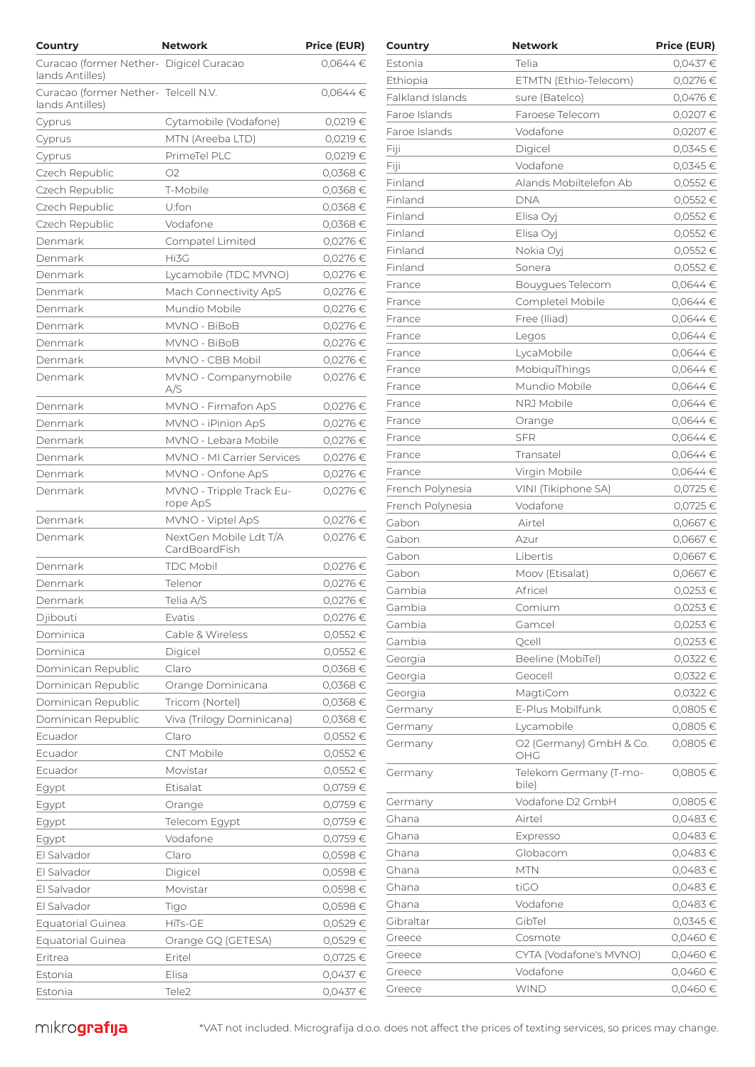| Country | Network | Price (EUR) |
|---|---|---|
| Curacao (former Netherlands Antilles) | Digicel Curacao | 0,0644 € |
| Curacao (former Netherlands Antilles) | Telcell N.V. | 0,0644 € |
| Cyprus | Cytamobile (Vodafone) | 0,0219 € |
| Cyprus | MTN (Areeba LTD) | 0,0219 € |
| Cyprus | PrimeTel PLC | 0,0219 € |
| Czech Republic | O2 | 0,0368 € |
| Czech Republic | T-Mobile | 0,0368 € |
| Czech Republic | U:fon | 0,0368 € |
| Czech Republic | Vodafone | 0,0368 € |
| Denmark | Compatel Limited | 0,0276 € |
| Denmark | Hi3G | 0,0276 € |
| Denmark | Lycamobile (TDC MVNO) | 0,0276 € |
| Denmark | Mach Connectivity ApS | 0,0276 € |
| Denmark | Mundio Mobile | 0,0276 € |
| Denmark | MVNO - BiBoB | 0,0276 € |
| Denmark | MVNO - BiBoB | 0,0276 € |
| Denmark | MVNO - CBB Mobil | 0,0276 € |
| Denmark | MVNO - Companymobile A/S | 0,0276 € |
| Denmark | MVNO - Firmafon ApS | 0,0276 € |
| Denmark | MVNO - iPinion ApS | 0,0276 € |
| Denmark | MVNO - Lebara Mobile | 0,0276 € |
| Denmark | MVNO - MI Carrier Services | 0,0276 € |
| Denmark | MVNO - Onfone ApS | 0,0276 € |
| Denmark | MVNO - Tripple Track Europe ApS | 0,0276 € |
| Denmark | MVNO - Viptel ApS | 0,0276 € |
| Denmark | NextGen Mobile Ldt T/A CardBoardFish | 0,0276 € |
| Denmark | TDC Mobil | 0,0276 € |
| Denmark | Telenor | 0,0276 € |
| Denmark | Telia A/S | 0,0276 € |
| Djibouti | Evatis | 0,0276 € |
| Dominica | Cable & Wireless | 0,0552 € |
| Dominica | Digicel | 0,0552 € |
| Dominican Republic | Claro | 0,0368 € |
| Dominican Republic | Orange Dominicana | 0,0368 € |
| Dominican Republic | Tricom (Nortel) | 0,0368 € |
| Dominican Republic | Viva (Trilogy Dominicana) | 0,0368 € |
| Ecuador | Claro | 0,0552 € |
| Ecuador | CNT Mobile | 0,0552 € |
| Ecuador | Movistar | 0,0552 € |
| Egypt | Etisalat | 0,0759 € |
| Egypt | Orange | 0,0759 € |
| Egypt | Telecom Egypt | 0,0759 € |
| Egypt | Vodafone | 0,0759 € |
| El Salvador | Claro | 0,0598 € |
| El Salvador | Digicel | 0,0598 € |
| El Salvador | Movistar | 0,0598 € |
| El Salvador | Tigo | 0,0598 € |
| Equatorial Guinea | HiTs-GE | 0,0529 € |
| Equatorial Guinea | Orange GQ (GETESA) | 0,0529 € |
| Eritrea | Eritel | 0,0725 € |
| Estonia | Elisa | 0,0437 € |
| Estonia | Tele2 | 0,0437 € |
| Estonia | Telia | 0,0437 € |
| Ethiopia | ETMTN (Ethio-Telecom) | 0,0276 € |
| Falkland Islands | sure (Batelco) | 0,0476 € |
| Faroe Islands | Faroese Telecom | 0,0207 € |
| Faroe Islands | Vodafone | 0,0207 € |
| Fiji | Digicel | 0,0345 € |
| Fiji | Vodafone | 0,0345 € |
| Finland | Alands Mobiltelefon Ab | 0,0552 € |
| Finland | DNA | 0,0552 € |
| Finland | Elisa Oyj | 0,0552 € |
| Finland | Elisa Oyj | 0,0552 € |
| Finland | Nokia Oyj | 0,0552 € |
| Finland | Sonera | 0,0552 € |
| France | Bouygues Telecom | 0,0644 € |
| France | Completel Mobile | 0,0644 € |
| France | Free (Iliad) | 0,0644 € |
| France | Legos | 0,0644 € |
| France | LycaMobile | 0,0644 € |
| France | MobiquiThings | 0,0644 € |
| France | Mundio Mobile | 0,0644 € |
| France | NRJ Mobile | 0,0644 € |
| France | Orange | 0,0644 € |
| France | SFR | 0,0644 € |
| France | Transatel | 0,0644 € |
| France | Virgin Mobile | 0,0644 € |
| French Polynesia | VINI (Tikiphone SA) | 0,0725 € |
| French Polynesia | Vodafone | 0,0725 € |
| Gabon | Airtel | 0,0667 € |
| Gabon | Azur | 0,0667 € |
| Gabon | Libertis | 0,0667 € |
| Gabon | Moov (Etisalat) | 0,0667 € |
| Gambia | Africel | 0,0253 € |
| Gambia | Comium | 0,0253 € |
| Gambia | Gamcel | 0,0253 € |
| Gambia | Qcell | 0,0253 € |
| Georgia | Beeline (MobiTel) | 0,0322 € |
| Georgia | Geocell | 0,0322 € |
| Georgia | MagtiCom | 0,0322 € |
| Germany | E-Plus Mobilfunk | 0,0805 € |
| Germany | Lycamobile | 0,0805 € |
| Germany | O2 (Germany) GmbH & Co. OHG | 0,0805 € |
| Germany | Telekom Germany (T-mobile) | 0,0805 € |
| Germany | Vodafone D2 GmbH | 0,0805 € |
| Ghana | Airtel | 0,0483 € |
| Ghana | Expresso | 0,0483 € |
| Ghana | Globacom | 0,0483 € |
| Ghana | MTN | 0,0483 € |
| Ghana | tiGO | 0,0483 € |
| Ghana | Vodafone | 0,0483 € |
| Gibraltar | GibTel | 0,0345 € |
| Greece | Cosmote | 0,0460 € |
| Greece | CYTA (Vodafone's MVNO) | 0,0460 € |
| Greece | Vodafone | 0,0460 € |
| Greece | WIND | 0,0460 € |

*VAT not included. Micrografija d.o.o. does not affect the prices of texting services, so prices may change.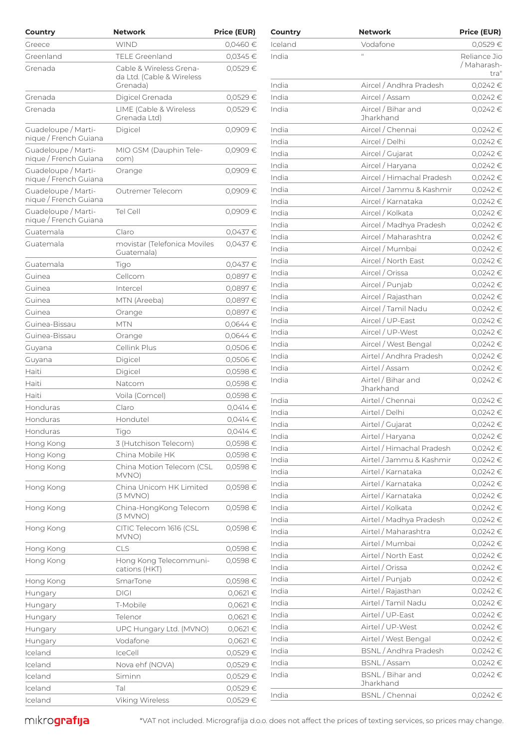| Country | Network | Price (EUR) |
|---|---|---|
| Greece | WIND | 0,0460 € |
| Greenland | TELE Greenland | 0,0345 € |
| Grenada | Cable & Wireless Grenada Ltd. (Cable & Wireless Grenada) | 0,0529 € |
| Grenada | Digicel Grenada | 0,0529 € |
| Grenada | LIME (Cable & Wireless Grenada Ltd) | 0,0529 € |
| Guadeloupe / Martinique / French Guiana | Digicel | 0,0909 € |
| Guadeloupe / Martinique / French Guiana | MIO GSM (Dauphin Telecom) | 0,0909 € |
| Guadeloupe / Martinique / French Guiana | Orange | 0,0909 € |
| Guadeloupe / Martinique / French Guiana | Outremer Telecom | 0,0909 € |
| Guadeloupe / Martinique / French Guiana | Tel Cell | 0,0909 € |
| Guatemala | Claro | 0,0437 € |
| Guatemala | movistar (Telefonica Moviles Guatemala) | 0,0437 € |
| Guatemala | Tigo | 0,0437 € |
| Guinea | Cellcom | 0,0897 € |
| Guinea | Intercel | 0,0897 € |
| Guinea | MTN (Areeba) | 0,0897 € |
| Guinea | Orange | 0,0897 € |
| Guinea-Bissau | MTN | 0,0644 € |
| Guinea-Bissau | Orange | 0,0644 € |
| Guyana | Cellink Plus | 0,0506 € |
| Guyana | Digicel | 0,0506 € |
| Haiti | Digicel | 0,0598 € |
| Haiti | Natcom | 0,0598 € |
| Haiti | Voila (Comcel) | 0,0598 € |
| Honduras | Claro | 0,0414 € |
| Honduras | Hondutel | 0,0414 € |
| Honduras | Tigo | 0,0414 € |
| Hong Kong | 3 (Hutchison Telecom) | 0,0598 € |
| Hong Kong | China Mobile HK | 0,0598 € |
| Hong Kong | China Motion Telecom (CSL MVNO) | 0,0598 € |
| Hong Kong | China Unicom HK Limited (3 MVNO) | 0,0598 € |
| Hong Kong | China-HongKong Telecom (3 MVNO) | 0,0598 € |
| Hong Kong | CITIC Telecom 1616 (CSL MVNO) | 0,0598 € |
| Hong Kong | CLS | 0,0598 € |
| Hong Kong | Hong Kong Telecommunications (HKT) | 0,0598 € |
| Hong Kong | SmarTone | 0,0598 € |
| Hungary | DIGI | 0,0621 € |
| Hungary | T-Mobile | 0,0621 € |
| Hungary | Telenor | 0,0621 € |
| Hungary | UPC Hungary Ltd. (MVNO) | 0,0621 € |
| Hungary | Vodafone | 0,0621 € |
| Iceland | IceCell | 0,0529 € |
| Iceland | Nova ehf (NOVA) | 0,0529 € |
| Iceland | Siminn | 0,0529 € |
| Iceland | Tal | 0,0529 € |
| Iceland | Viking Wireless | 0,0529 € |
| Iceland | Vodafone | 0,0529 € |
| India | " | Reliance Jio / Maharashtra" |
| India | Aircel / Andhra Pradesh | 0,0242 € |
| India | Aircel / Assam | 0,0242 € |
| India | Aircel / Bihar and Jharkhand | 0,0242 € |
| India | Aircel / Chennai | 0,0242 € |
| India | Aircel / Delhi | 0,0242 € |
| India | Aircel / Gujarat | 0,0242 € |
| India | Aircel / Haryana | 0,0242 € |
| India | Aircel / Himachal Pradesh | 0,0242 € |
| India | Aircel / Jammu & Kashmir | 0,0242 € |
| India | Aircel / Karnataka | 0,0242 € |
| India | Aircel / Kolkata | 0,0242 € |
| India | Aircel / Madhya Pradesh | 0,0242 € |
| India | Aircel / Maharashtra | 0,0242 € |
| India | Aircel / Mumbai | 0,0242 € |
| India | Aircel / North East | 0,0242 € |
| India | Aircel / Orissa | 0,0242 € |
| India | Aircel / Punjab | 0,0242 € |
| India | Aircel / Rajasthan | 0,0242 € |
| India | Aircel / Tamil Nadu | 0,0242 € |
| India | Aircel / UP-East | 0,0242 € |
| India | Aircel / UP-West | 0,0242 € |
| India | Aircel / West Bengal | 0,0242 € |
| India | Airtel / Andhra Pradesh | 0,0242 € |
| India | Airtel / Assam | 0,0242 € |
| India | Airtel / Bihar and Jharkhand | 0,0242 € |
| India | Airtel / Chennai | 0,0242 € |
| India | Airtel / Delhi | 0,0242 € |
| India | Airtel / Gujarat | 0,0242 € |
| India | Airtel / Haryana | 0,0242 € |
| India | Airtel / Himachal Pradesh | 0,0242 € |
| India | Airtel / Jammu & Kashmir | 0,0242 € |
| India | Airtel / Karnataka | 0,0242 € |
| India | Airtel / Karnataka | 0,0242 € |
| India | Airtel / Karnataka | 0,0242 € |
| India | Airtel / Kolkata | 0,0242 € |
| India | Airtel / Madhya Pradesh | 0,0242 € |
| India | Airtel / Maharashtra | 0,0242 € |
| India | Airtel / Mumbai | 0,0242 € |
| India | Airtel / North East | 0,0242 € |
| India | Airtel / Orissa | 0,0242 € |
| India | Airtel / Punjab | 0,0242 € |
| India | Airtel / Rajasthan | 0,0242 € |
| India | Airtel / Tamil Nadu | 0,0242 € |
| India | Airtel / UP-East | 0,0242 € |
| India | Airtel / UP-West | 0,0242 € |
| India | Airtel / West Bengal | 0,0242 € |
| India | BSNL / Andhra Pradesh | 0,0242 € |
| India | BSNL / Assam | 0,0242 € |
| India | BSNL / Bihar and Jharkhand | 0,0242 € |
| India | BSNL / Chennai | 0,0242 € |

*VAT not included. Micrografija d.o.o. does not affect the prices of texting services, so prices may change.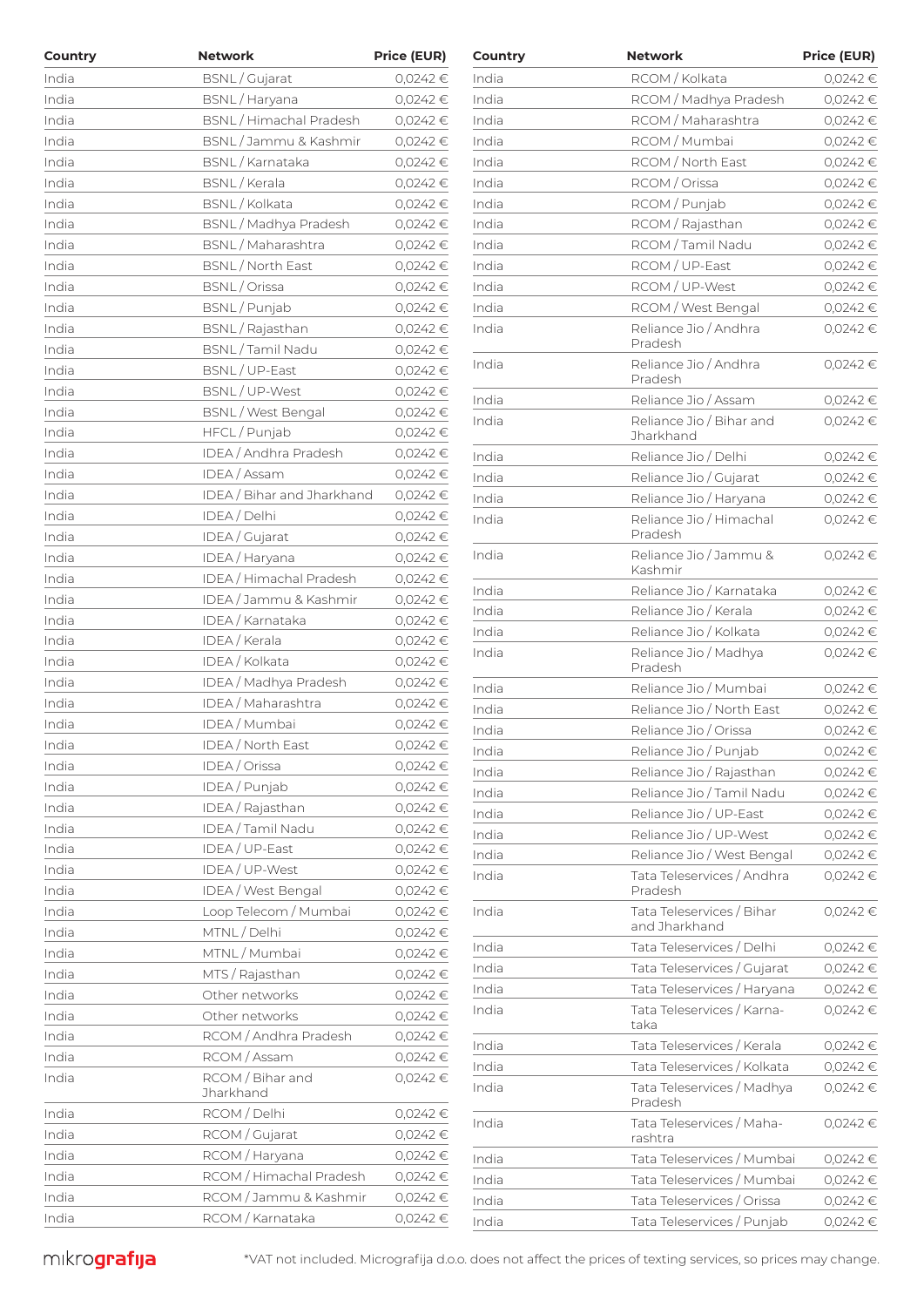| Country | Network | Price (EUR) |
|---|---|---|
| India | BSNL / Gujarat | 0,0242 € |
| India | BSNL / Haryana | 0,0242 € |
| India | BSNL / Himachal Pradesh | 0,0242 € |
| India | BSNL / Jammu & Kashmir | 0,0242 € |
| India | BSNL / Karnataka | 0,0242 € |
| India | BSNL / Kerala | 0,0242 € |
| India | BSNL / Kolkata | 0,0242 € |
| India | BSNL / Madhya Pradesh | 0,0242 € |
| India | BSNL / Maharashtra | 0,0242 € |
| India | BSNL / North East | 0,0242 € |
| India | BSNL / Orissa | 0,0242 € |
| India | BSNL / Punjab | 0,0242 € |
| India | BSNL / Rajasthan | 0,0242 € |
| India | BSNL / Tamil Nadu | 0,0242 € |
| India | BSNL / UP-East | 0,0242 € |
| India | BSNL / UP-West | 0,0242 € |
| India | BSNL / West Bengal | 0,0242 € |
| India | HFCL / Punjab | 0,0242 € |
| India | IDEA / Andhra Pradesh | 0,0242 € |
| India | IDEA / Assam | 0,0242 € |
| India | IDEA / Bihar and Jharkhand | 0,0242 € |
| India | IDEA / Delhi | 0,0242 € |
| India | IDEA / Gujarat | 0,0242 € |
| India | IDEA / Haryana | 0,0242 € |
| India | IDEA / Himachal Pradesh | 0,0242 € |
| India | IDEA / Jammu & Kashmir | 0,0242 € |
| India | IDEA / Karnataka | 0,0242 € |
| India | IDEA / Kerala | 0,0242 € |
| India | IDEA / Kolkata | 0,0242 € |
| India | IDEA / Madhya Pradesh | 0,0242 € |
| India | IDEA / Maharashtra | 0,0242 € |
| India | IDEA / Mumbai | 0,0242 € |
| India | IDEA / North East | 0,0242 € |
| India | IDEA / Orissa | 0,0242 € |
| India | IDEA / Punjab | 0,0242 € |
| India | IDEA / Rajasthan | 0,0242 € |
| India | IDEA / Tamil Nadu | 0,0242 € |
| India | IDEA / UP-East | 0,0242 € |
| India | IDEA / UP-West | 0,0242 € |
| India | IDEA / West Bengal | 0,0242 € |
| India | Loop Telecom / Mumbai | 0,0242 € |
| India | MTNL / Delhi | 0,0242 € |
| India | MTNL / Mumbai | 0,0242 € |
| India | MTS / Rajasthan | 0,0242 € |
| India | Other networks | 0,0242 € |
| India | Other networks | 0,0242 € |
| India | RCOM / Andhra Pradesh | 0,0242 € |
| India | RCOM / Assam | 0,0242 € |
| India | RCOM / Bihar and Jharkhand | 0,0242 € |
| India | RCOM / Delhi | 0,0242 € |
| India | RCOM / Gujarat | 0,0242 € |
| India | RCOM / Haryana | 0,0242 € |
| India | RCOM / Himachal Pradesh | 0,0242 € |
| India | RCOM / Jammu & Kashmir | 0,0242 € |
| India | RCOM / Karnataka | 0,0242 € |
| India | RCOM / Kolkata | 0,0242 € |
| India | RCOM / Madhya Pradesh | 0,0242 € |
| India | RCOM / Maharashtra | 0,0242 € |
| India | RCOM / Mumbai | 0,0242 € |
| India | RCOM / North East | 0,0242 € |
| India | RCOM / Orissa | 0,0242 € |
| India | RCOM / Punjab | 0,0242 € |
| India | RCOM / Rajasthan | 0,0242 € |
| India | RCOM / Tamil Nadu | 0,0242 € |
| India | RCOM / UP-East | 0,0242 € |
| India | RCOM / UP-West | 0,0242 € |
| India | RCOM / West Bengal | 0,0242 € |
| India | Reliance Jio / Andhra Pradesh | 0,0242 € |
| India | Reliance Jio / Andhra Pradesh | 0,0242 € |
| India | Reliance Jio / Assam | 0,0242 € |
| India | Reliance Jio / Bihar and Jharkhand | 0,0242 € |
| India | Reliance Jio / Delhi | 0,0242 € |
| India | Reliance Jio / Gujarat | 0,0242 € |
| India | Reliance Jio / Haryana | 0,0242 € |
| India | Reliance Jio / Himachal Pradesh | 0,0242 € |
| India | Reliance Jio / Jammu & Kashmir | 0,0242 € |
| India | Reliance Jio / Karnataka | 0,0242 € |
| India | Reliance Jio / Kerala | 0,0242 € |
| India | Reliance Jio / Kolkata | 0,0242 € |
| India | Reliance Jio / Madhya Pradesh | 0,0242 € |
| India | Reliance Jio / Mumbai | 0,0242 € |
| India | Reliance Jio / North East | 0,0242 € |
| India | Reliance Jio / Orissa | 0,0242 € |
| India | Reliance Jio / Punjab | 0,0242 € |
| India | Reliance Jio / Rajasthan | 0,0242 € |
| India | Reliance Jio / Tamil Nadu | 0,0242 € |
| India | Reliance Jio / UP-East | 0,0242 € |
| India | Reliance Jio / UP-West | 0,0242 € |
| India | Reliance Jio / West Bengal | 0,0242 € |
| India | Tata Teleservices / Andhra Pradesh | 0,0242 € |
| India | Tata Teleservices / Bihar and Jharkhand | 0,0242 € |
| India | Tata Teleservices / Delhi | 0,0242 € |
| India | Tata Teleservices / Gujarat | 0,0242 € |
| India | Tata Teleservices / Haryana | 0,0242 € |
| India | Tata Teleservices / Karnataka | 0,0242 € |
| India | Tata Teleservices / Kerala | 0,0242 € |
| India | Tata Teleservices / Kolkata | 0,0242 € |
| India | Tata Teleservices / Madhya Pradesh | 0,0242 € |
| India | Tata Teleservices / Maharashtra | 0,0242 € |
| India | Tata Teleservices / Mumbai | 0,0242 € |
| India | Tata Teleservices / Mumbai | 0,0242 € |
| India | Tata Teleservices / Orissa | 0,0242 € |
| India | Tata Teleservices / Punjab | 0,0242 € |

*VAT not included. Micrografija d.o.o. does not affect the prices of texting services, so prices may change.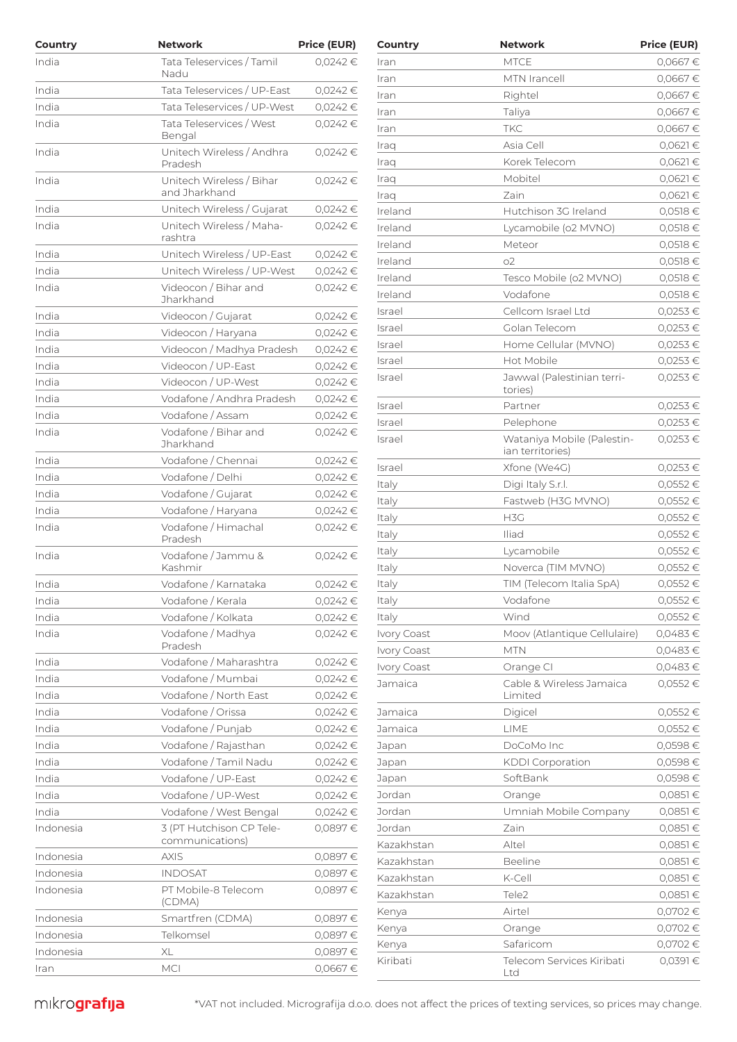| Country | Network | Price (EUR) |
|---|---|---|
| India | Tata Teleservices / Tamil Nadu | 0,0242 € |
| India | Tata Teleservices / UP-East | 0,0242 € |
| India | Tata Teleservices / UP-West | 0,0242 € |
| India | Tata Teleservices / West Bengal | 0,0242 € |
| India | Unitech Wireless / Andhra Pradesh | 0,0242 € |
| India | Unitech Wireless / Bihar and Jharkhand | 0,0242 € |
| India | Unitech Wireless / Gujarat | 0,0242 € |
| India | Unitech Wireless / Maharashtra | 0,0242 € |
| India | Unitech Wireless / UP-East | 0,0242 € |
| India | Unitech Wireless / UP-West | 0,0242 € |
| India | Videocon / Bihar and Jharkhand | 0,0242 € |
| India | Videocon / Gujarat | 0,0242 € |
| India | Videocon / Haryana | 0,0242 € |
| India | Videocon / Madhya Pradesh | 0,0242 € |
| India | Videocon / UP-East | 0,0242 € |
| India | Videocon / UP-West | 0,0242 € |
| India | Vodafone / Andhra Pradesh | 0,0242 € |
| India | Vodafone / Assam | 0,0242 € |
| India | Vodafone / Bihar and Jharkhand | 0,0242 € |
| India | Vodafone / Chennai | 0,0242 € |
| India | Vodafone / Delhi | 0,0242 € |
| India | Vodafone / Gujarat | 0,0242 € |
| India | Vodafone / Haryana | 0,0242 € |
| India | Vodafone / Himachal Pradesh | 0,0242 € |
| India | Vodafone / Jammu & Kashmir | 0,0242 € |
| India | Vodafone / Karnataka | 0,0242 € |
| India | Vodafone / Kerala | 0,0242 € |
| India | Vodafone / Kolkata | 0,0242 € |
| India | Vodafone / Madhya Pradesh | 0,0242 € |
| India | Vodafone / Maharashtra | 0,0242 € |
| India | Vodafone / Mumbai | 0,0242 € |
| India | Vodafone / North East | 0,0242 € |
| India | Vodafone / Orissa | 0,0242 € |
| India | Vodafone / Punjab | 0,0242 € |
| India | Vodafone / Rajasthan | 0,0242 € |
| India | Vodafone / Tamil Nadu | 0,0242 € |
| India | Vodafone / UP-East | 0,0242 € |
| India | Vodafone / UP-West | 0,0242 € |
| India | Vodafone / West Bengal | 0,0242 € |
| Indonesia | 3 (PT Hutchison CP Telecommunications) | 0,0897 € |
| Indonesia | AXIS | 0,0897 € |
| Indonesia | INDOSAT | 0,0897 € |
| Indonesia | PT Mobile-8 Telecom (CDMA) | 0,0897 € |
| Indonesia | Smartfren (CDMA) | 0,0897 € |
| Indonesia | Telkomsel | 0,0897 € |
| Indonesia | XL | 0,0897 € |
| Iran | MCI | 0,0667 € |
| Iran | MTCE | 0,0667 € |
| Iran | MTN Irancell | 0,0667 € |
| Iran | Rightel | 0,0667 € |
| Iran | Taliya | 0,0667 € |
| Iran | TKC | 0,0667 € |
| Iraq | Asia Cell | 0,0621 € |
| Iraq | Korek Telecom | 0,0621 € |
| Iraq | Mobitel | 0,0621 € |
| Iraq | Zain | 0,0621 € |
| Ireland | Hutchison 3G Ireland | 0,0518 € |
| Ireland | Lycamobile (o2 MVNO) | 0,0518 € |
| Ireland | Meteor | 0,0518 € |
| Ireland | o2 | 0,0518 € |
| Ireland | Tesco Mobile (o2 MVNO) | 0,0518 € |
| Ireland | Vodafone | 0,0518 € |
| Israel | Cellcom Israel Ltd | 0,0253 € |
| Israel | Golan Telecom | 0,0253 € |
| Israel | Home Cellular (MVNO) | 0,0253 € |
| Israel | Hot Mobile | 0,0253 € |
| Israel | Jawwal (Palestinian territories) | 0,0253 € |
| Israel | Partner | 0,0253 € |
| Israel | Pelephone | 0,0253 € |
| Israel | Wataniya Mobile (Palestinian territories) | 0,0253 € |
| Israel | Xfone (We4G) | 0,0253 € |
| Italy | Digi Italy S.r.l. | 0,0552 € |
| Italy | Fastweb (H3G MVNO) | 0,0552 € |
| Italy | H3G | 0,0552 € |
| Italy | Iliad | 0,0552 € |
| Italy | Lycamobile | 0,0552 € |
| Italy | Noverca (TIM MVNO) | 0,0552 € |
| Italy | TIM (Telecom Italia SpA) | 0,0552 € |
| Italy | Vodafone | 0,0552 € |
| Italy | Wind | 0,0552 € |
| Ivory Coast | Moov (Atlantique Cellulaire) | 0,0483 € |
| Ivory Coast | MTN | 0,0483 € |
| Ivory Coast | Orange CI | 0,0483 € |
| Jamaica | Cable & Wireless Jamaica Limited | 0,0552 € |
| Jamaica | Digicel | 0,0552 € |
| Jamaica | LIME | 0,0552 € |
| Japan | DoCoMo Inc | 0,0598 € |
| Japan | KDDI Corporation | 0,0598 € |
| Japan | SoftBank | 0,0598 € |
| Jordan | Orange | 0,0851 € |
| Jordan | Umniah Mobile Company | 0,0851 € |
| Jordan | Zain | 0,0851 € |
| Kazakhstan | Altel | 0,0851 € |
| Kazakhstan | Beeline | 0,0851 € |
| Kazakhstan | K-Cell | 0,0851 € |
| Kazakhstan | Tele2 | 0,0851 € |
| Kenya | Airtel | 0,0702 € |
| Kenya | Orange | 0,0702 € |
| Kenya | Safaricom | 0,0702 € |
| Kiribati | Telecom Services Kiribati Ltd | 0,0391 € |

*VAT not included. Micrografija d.o.o. does not affect the prices of texting services, so prices may change.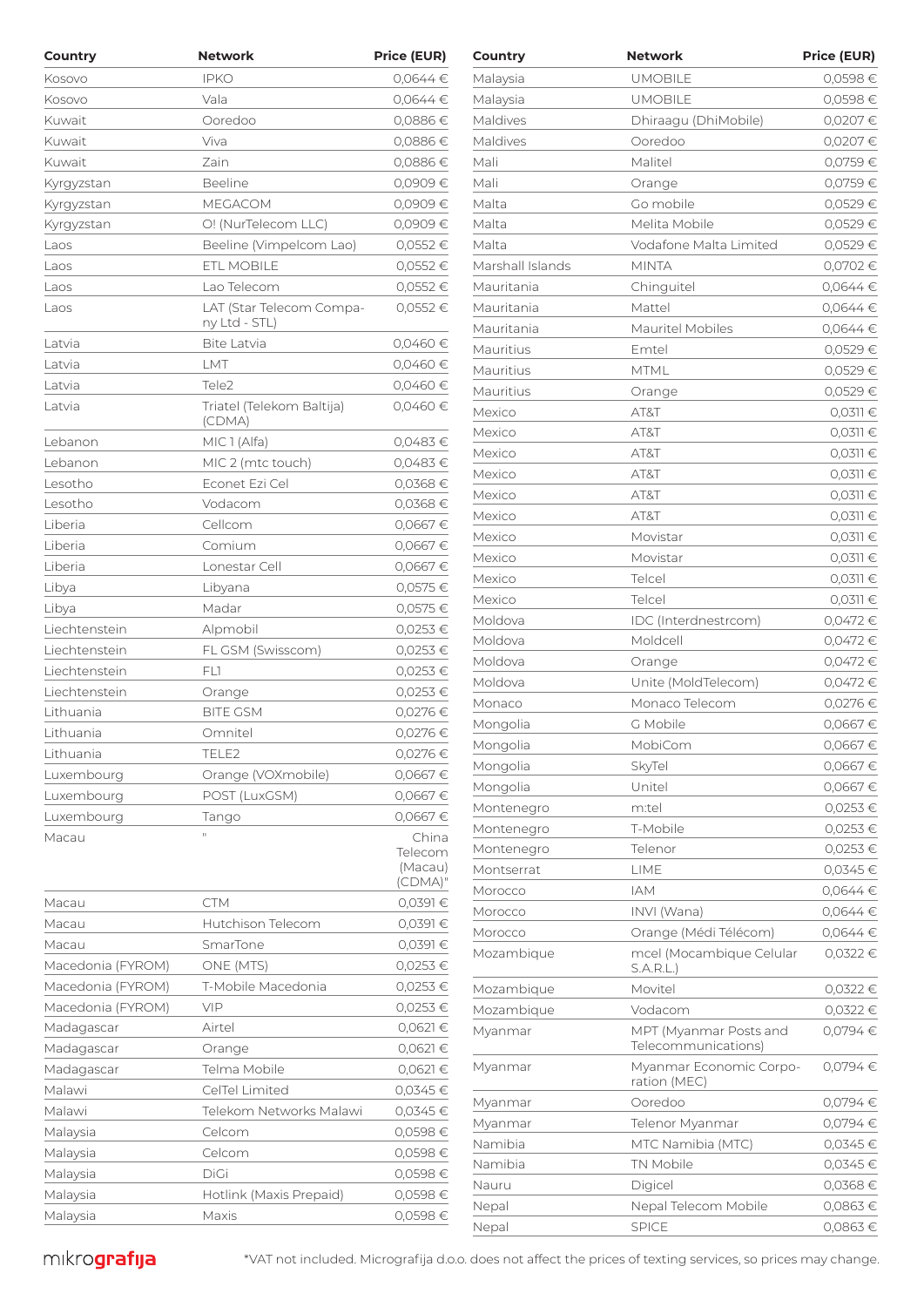| Country | Network | Price (EUR) |
|---|---|---|
| Kosovo | IPKO | 0,0644 € |
| Kosovo | Vala | 0,0644 € |
| Kuwait | Ooredoo | 0,0886 € |
| Kuwait | Viva | 0,0886 € |
| Kuwait | Zain | 0,0886 € |
| Kyrgyzstan | Beeline | 0,0909 € |
| Kyrgyzstan | MEGACOM | 0,0909 € |
| Kyrgyzstan | O! (NurTelecom LLC) | 0,0909 € |
| Laos | Beeline (Vimpelcom Lao) | 0,0552 € |
| Laos | ETL MOBILE | 0,0552 € |
| Laos | Lao Telecom | 0,0552 € |
| Laos | LAT (Star Telecom Company Ltd - STL) | 0,0552 € |
| Latvia | Bite Latvia | 0,0460 € |
| Latvia | LMT | 0,0460 € |
| Latvia | Tele2 | 0,0460 € |
| Latvia | Triatel (Telekom Baltija) (CDMA) | 0,0460 € |
| Lebanon | MIC 1 (Alfa) | 0,0483 € |
| Lebanon | MIC 2 (mtc touch) | 0,0483 € |
| Lesotho | Econet Ezi Cel | 0,0368 € |
| Lesotho | Vodacom | 0,0368 € |
| Liberia | Cellcom | 0,0667 € |
| Liberia | Comium | 0,0667 € |
| Liberia | Lonestar Cell | 0,0667 € |
| Libya | Libyana | 0,0575 € |
| Libya | Madar | 0,0575 € |
| Liechtenstein | Alpmobil | 0,0253 € |
| Liechtenstein | FL GSM (Swisscom) | 0,0253 € |
| Liechtenstein | FL1 | 0,0253 € |
| Liechtenstein | Orange | 0,0253 € |
| Lithuania | BITE GSM | 0,0276 € |
| Lithuania | Omnitel | 0,0276 € |
| Lithuania | TELE2 | 0,0276 € |
| Luxembourg | Orange (VOXmobile) | 0,0667 € |
| Luxembourg | POST (LuxGSM) | 0,0667 € |
| Luxembourg | Tango | 0,0667 € |
| Macau | " | China Telecom (Macau) (CDMA)" |
| Macau | CTM | 0,0391 € |
| Macau | Hutchison Telecom | 0,0391 € |
| Macau | SmarTone | 0,0391 € |
| Macedonia (FYROM) | ONE (MTS) | 0,0253 € |
| Macedonia (FYROM) | T-Mobile Macedonia | 0,0253 € |
| Macedonia (FYROM) | VIP | 0,0253 € |
| Madagascar | Airtel | 0,0621 € |
| Madagascar | Orange | 0,0621 € |
| Madagascar | Telma Mobile | 0,0621 € |
| Malawi | CelTel Limited | 0,0345 € |
| Malawi | Telekom Networks Malawi | 0,0345 € |
| Malaysia | Celcom | 0,0598 € |
| Malaysia | Celcom | 0,0598 € |
| Malaysia | DiGi | 0,0598 € |
| Malaysia | Hotlink (Maxis Prepaid) | 0,0598 € |
| Malaysia | Maxis | 0,0598 € |
| Malaysia | UMOBILE | 0,0598 € |
| Malaysia | UMOBILE | 0,0598 € |
| Maldives | Dhiraagu (DhiMobile) | 0,0207 € |
| Maldives | Ooredoo | 0,0207 € |
| Mali | Malitel | 0,0759 € |
| Mali | Orange | 0,0759 € |
| Malta | Go mobile | 0,0529 € |
| Malta | Melita Mobile | 0,0529 € |
| Malta | Vodafone Malta Limited | 0,0529 € |
| Marshall Islands | MINTA | 0,0702 € |
| Mauritania | Chinguitel | 0,0644 € |
| Mauritania | Mattel | 0,0644 € |
| Mauritania | Mauritel Mobiles | 0,0644 € |
| Mauritius | Emtel | 0,0529 € |
| Mauritius | MTML | 0,0529 € |
| Mauritius | Orange | 0,0529 € |
| Mexico | AT&T | 0,0311 € |
| Mexico | AT&T | 0,0311 € |
| Mexico | AT&T | 0,0311 € |
| Mexico | AT&T | 0,0311 € |
| Mexico | AT&T | 0,0311 € |
| Mexico | AT&T | 0,0311 € |
| Mexico | Movistar | 0,0311 € |
| Mexico | Movistar | 0,0311 € |
| Mexico | Telcel | 0,0311 € |
| Mexico | Telcel | 0,0311 € |
| Moldova | IDC (Interdnestrcom) | 0,0472 € |
| Moldova | Moldcell | 0,0472 € |
| Moldova | Orange | 0,0472 € |
| Moldova | Unite (MoldTelecom) | 0,0472 € |
| Monaco | Monaco Telecom | 0,0276 € |
| Mongolia | G Mobile | 0,0667 € |
| Mongolia | MobiCom | 0,0667 € |
| Mongolia | SkyTel | 0,0667 € |
| Mongolia | Unitel | 0,0667 € |
| Montenegro | m:tel | 0,0253 € |
| Montenegro | T-Mobile | 0,0253 € |
| Montenegro | Telenor | 0,0253 € |
| Montserrat | LIME | 0,0345 € |
| Morocco | IAM | 0,0644 € |
| Morocco | INVI (Wana) | 0,0644 € |
| Morocco | Orange (Médi Télécom) | 0,0644 € |
| Mozambique | mcel (Mocambique Celular S.A.R.L.) | 0,0322 € |
| Mozambique | Movitel | 0,0322 € |
| Mozambique | Vodacom | 0,0322 € |
| Myanmar | MPT (Myanmar Posts and Telecommunications) | 0,0794 € |
| Myanmar | Myanmar Economic Corporation (MEC) | 0,0794 € |
| Myanmar | Ooredoo | 0,0794 € |
| Myanmar | Telenor Myanmar | 0,0794 € |
| Namibia | MTC Namibia (MTC) | 0,0345 € |
| Namibia | TN Mobile | 0,0345 € |
| Nauru | Digicel | 0,0368 € |
| Nepal | Nepal Telecom Mobile | 0,0863 € |
| Nepal | SPICE | 0,0863 € |

*VAT not included. Micrografija d.o.o. does not affect the prices of texting services, so prices may change.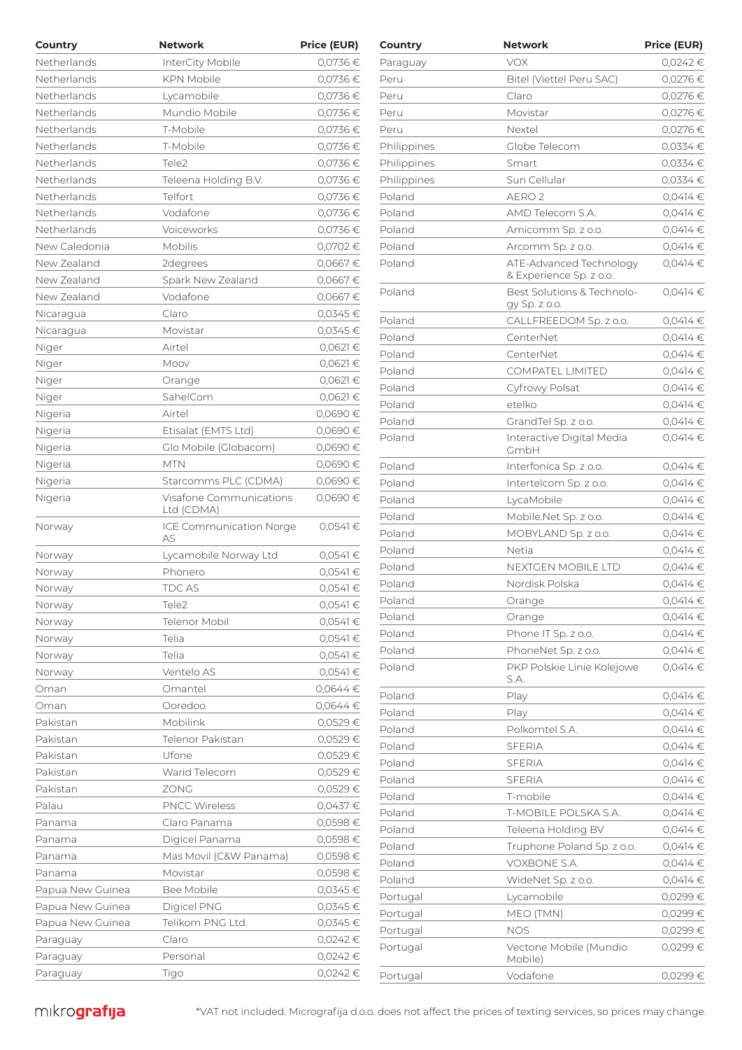| Country | Network | Price (EUR) |
|---|---|---|
| Netherlands | InterCity Mobile | 0,0736 € |
| Netherlands | KPN Mobile | 0,0736 € |
| Netherlands | Lycamobile | 0,0736 € |
| Netherlands | Mundio Mobile | 0,0736 € |
| Netherlands | T-Mobile | 0,0736 € |
| Netherlands | T-Mobile | 0,0736 € |
| Netherlands | Tele2 | 0,0736 € |
| Netherlands | Teleena Holding B.V. | 0,0736 € |
| Netherlands | Telfort | 0,0736 € |
| Netherlands | Vodafone | 0,0736 € |
| Netherlands | Voiceworks | 0,0736 € |
| New Caledonia | Mobilis | 0,0702 € |
| New Zealand | 2degrees | 0,0667 € |
| New Zealand | Spark New Zealand | 0,0667 € |
| New Zealand | Vodafone | 0,0667 € |
| Nicaragua | Claro | 0,0345 € |
| Nicaragua | Movistar | 0,0345 € |
| Niger | Airtel | 0,0621 € |
| Niger | Moov | 0,0621 € |
| Niger | Orange | 0,0621 € |
| Niger | SahelCom | 0,0621 € |
| Nigeria | Airtel | 0,0690 € |
| Nigeria | Etisalat (EMTS Ltd) | 0,0690 € |
| Nigeria | Glo Mobile (Globacom) | 0,0690 € |
| Nigeria | MTN | 0,0690 € |
| Nigeria | Starcomms PLC (CDMA) | 0,0690 € |
| Nigeria | Visafone Communications Ltd (CDMA) | 0,0690 € |
| Norway | ICE Communication Norge AS | 0,0541 € |
| Norway | Lycamobile Norway Ltd | 0,0541 € |
| Norway | Phonero | 0,0541 € |
| Norway | TDC AS | 0,0541 € |
| Norway | Tele2 | 0,0541 € |
| Norway | Telenor Mobil | 0,0541 € |
| Norway | Telia | 0,0541 € |
| Norway | Telia | 0,0541 € |
| Norway | Ventelo AS | 0,0541 € |
| Oman | Omantel | 0,0644 € |
| Oman | Ooredoo | 0,0644 € |
| Pakistan | Mobilink | 0,0529 € |
| Pakistan | Telenor Pakistan | 0,0529 € |
| Pakistan | Ufone | 0,0529 € |
| Pakistan | Warid Telecom | 0,0529 € |
| Pakistan | ZONG | 0,0529 € |
| Palau | PNCC Wireless | 0,0437 € |
| Panama | Claro Panama | 0,0598 € |
| Panama | Digicel Panama | 0,0598 € |
| Panama | Mas Movil (C&W Panama) | 0,0598 € |
| Panama | Movistar | 0,0598 € |
| Papua New Guinea | Bee Mobile | 0,0345 € |
| Papua New Guinea | Digicel PNG | 0,0345 € |
| Papua New Guinea | Telikom PNG Ltd. | 0,0345 € |
| Paraguay | Claro | 0,0242 € |
| Paraguay | Personal | 0,0242 € |
| Paraguay | Tigo | 0,0242 € |
| Paraguay | VOX | 0,0242 € |
| Peru | Bitel (Viettel Peru SAC) | 0,0276 € |
| Peru | Claro | 0,0276 € |
| Peru | Movistar | 0,0276 € |
| Peru | Nextel | 0,0276 € |
| Philippines | Globe Telecom | 0,0334 € |
| Philippines | Smart | 0,0334 € |
| Philippines | Sun Cellular | 0,0334 € |
| Poland | AERO 2 | 0,0414 € |
| Poland | AMD Telecom S.A. | 0,0414 € |
| Poland | Amicomm Sp. z o.o. | 0,0414 € |
| Poland | Arcomm Sp. z o.o. | 0,0414 € |
| Poland | ATE-Advanced Technology & Experience Sp. z o.o. | 0,0414 € |
| Poland | Best Solutions & Technology Sp. z o.o. | 0,0414 € |
| Poland | CALLFREEDOM Sp. z o.o. | 0,0414 € |
| Poland | CenterNet | 0,0414 € |
| Poland | CenterNet | 0,0414 € |
| Poland | COMPATEL LIMITED | 0,0414 € |
| Poland | Cyfrowy Polsat | 0,0414 € |
| Poland | etelko | 0,0414 € |
| Poland | GrandTel Sp. z o.o. | 0,0414 € |
| Poland | Interactive Digital Media GmbH | 0,0414 € |
| Poland | Interfonica Sp. z o.o. | 0,0414 € |
| Poland | Intertelcom Sp. z o.o. | 0,0414 € |
| Poland | LycaMobile | 0,0414 € |
| Poland | Mobile.Net Sp. z o.o. | 0,0414 € |
| Poland | MOBYLAND Sp. z o.o. | 0,0414 € |
| Poland | Netia | 0,0414 € |
| Poland | NEXTGEN MOBILE LTD | 0,0414 € |
| Poland | Nordisk Polska | 0,0414 € |
| Poland | Orange | 0,0414 € |
| Poland | Orange | 0,0414 € |
| Poland | Phone IT Sp. z o.o. | 0,0414 € |
| Poland | PhoneNet Sp. z o.o. | 0,0414 € |
| Poland | PKP Polskie Linie Kolejowe S.A. | 0,0414 € |
| Poland | Play | 0,0414 € |
| Poland | Play | 0,0414 € |
| Poland | Polkomtel S.A. | 0,0414 € |
| Poland | SFERIA | 0,0414 € |
| Poland | SFERIA | 0,0414 € |
| Poland | SFERIA | 0,0414 € |
| Poland | T-mobile | 0,0414 € |
| Poland | T-MOBILE POLSKA S.A. | 0,0414 € |
| Poland | Teleena Holding BV | 0,0414 € |
| Poland | Truphone Poland Sp. z o.o. | 0,0414 € |
| Poland | VOXBONE S.A. | 0,0414 € |
| Poland | WideNet Sp. z o.o. | 0,0414 € |
| Portugal | Lycamobile | 0,0299 € |
| Portugal | MEO (TMN) | 0,0299 € |
| Portugal | NOS | 0,0299 € |
| Portugal | Vectone Mobile (Mundio Mobile) | 0,0299 € |
| Portugal | Vodafone | 0,0299 € |

*VAT not included. Micrografija d.o.o. does not affect the prices of texting services, so prices may change.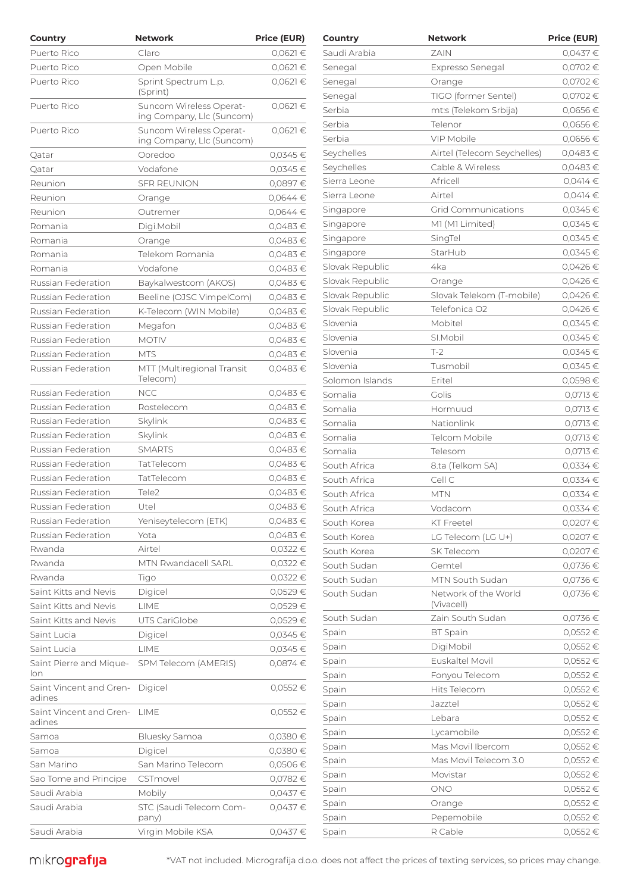| Country | Network | Price (EUR) |
|---|---|---|
| Puerto Rico | Claro | 0,0621 € |
| Puerto Rico | Open Mobile | 0,0621 € |
| Puerto Rico | Sprint Spectrum L.p. (Sprint) | 0,0621 € |
| Puerto Rico | Suncom Wireless Operating Company, Llc (Suncom) | 0,0621 € |
| Puerto Rico | Suncom Wireless Operating Company, Llc (Suncom) | 0,0621 € |
| Qatar | Ooredoo | 0,0345 € |
| Qatar | Vodafone | 0,0345 € |
| Reunion | SFR REUNION | 0,0897 € |
| Reunion | Orange | 0,0644 € |
| Reunion | Outremer | 0,0644 € |
| Romania | Digi.Mobil | 0,0483 € |
| Romania | Orange | 0,0483 € |
| Romania | Telekom Romania | 0,0483 € |
| Romania | Vodafone | 0,0483 € |
| Russian Federation | Baykalwestcom (AKOS) | 0,0483 € |
| Russian Federation | Beeline (OJSC VimpelCom) | 0,0483 € |
| Russian Federation | K-Telecom (WIN Mobile) | 0,0483 € |
| Russian Federation | Megafon | 0,0483 € |
| Russian Federation | MOTIV | 0,0483 € |
| Russian Federation | MTS | 0,0483 € |
| Russian Federation | MTT (Multiregional Transit Telecom) | 0,0483 € |
| Russian Federation | NCC | 0,0483 € |
| Russian Federation | Rostelecom | 0,0483 € |
| Russian Federation | Skylink | 0,0483 € |
| Russian Federation | Skylink | 0,0483 € |
| Russian Federation | SMARTS | 0,0483 € |
| Russian Federation | TatTelecom | 0,0483 € |
| Russian Federation | TatTelecom | 0,0483 € |
| Russian Federation | Tele2 | 0,0483 € |
| Russian Federation | Utel | 0,0483 € |
| Russian Federation | Yeniseytelecom (ETK) | 0,0483 € |
| Russian Federation | Yota | 0,0483 € |
| Rwanda | Airtel | 0,0322 € |
| Rwanda | MTN Rwandacell SARL | 0,0322 € |
| Rwanda | Tigo | 0,0322 € |
| Saint Kitts and Nevis | Digicel | 0,0529 € |
| Saint Kitts and Nevis | LIME | 0,0529 € |
| Saint Kitts and Nevis | UTS CariGlobe | 0,0529 € |
| Saint Lucia | Digicel | 0,0345 € |
| Saint Lucia | LIME | 0,0345 € |
| Saint Pierre and Miquelon | SPM Telecom (AMERIS) | 0,0874 € |
| Saint Vincent and Grenadines | Digicel | 0,0552 € |
| Saint Vincent and Grenadines | LIME | 0,0552 € |
| Samoa | Bluesky Samoa | 0,0380 € |
| Samoa | Digicel | 0,0380 € |
| San Marino | San Marino Telecom | 0,0506 € |
| Sao Tome and Principe | CSTmovel | 0,0782 € |
| Saudi Arabia | Mobily | 0,0437 € |
| Saudi Arabia | STC (Saudi Telecom Company) | 0,0437 € |
| Saudi Arabia | Virgin Mobile KSA | 0,0437 € |
| Saudi Arabia | ZAIN | 0,0437 € |
| Senegal | Expresso Senegal | 0,0702 € |
| Senegal | Orange | 0,0702 € |
| Senegal | TIGO (former Sentel) | 0,0702 € |
| Serbia | mt:s (Telekom Srbija) | 0,0656 € |
| Serbia | Telenor | 0,0656 € |
| Serbia | VIP Mobile | 0,0656 € |
| Seychelles | Airtel (Telecom Seychelles) | 0,0483 € |
| Seychelles | Cable & Wireless | 0,0483 € |
| Sierra Leone | Africell | 0,0414 € |
| Sierra Leone | Airtel | 0,0414 € |
| Singapore | Grid Communications | 0,0345 € |
| Singapore | M1 (M1 Limited) | 0,0345 € |
| Singapore | SingTel | 0,0345 € |
| Singapore | StarHub | 0,0345 € |
| Slovak Republic | 4ka | 0,0426 € |
| Slovak Republic | Orange | 0,0426 € |
| Slovak Republic | Slovak Telekom (T-mobile) | 0,0426 € |
| Slovak Republic | Telefonica O2 | 0,0426 € |
| Slovenia | Mobitel | 0,0345 € |
| Slovenia | SI.Mobil | 0,0345 € |
| Slovenia | T-2 | 0,0345 € |
| Slovenia | Tusmobil | 0,0345 € |
| Solomon Islands | Eritel | 0,0598 € |
| Somalia | Golis | 0,0713 € |
| Somalia | Hormuud | 0,0713 € |
| Somalia | Nationlink | 0,0713 € |
| Somalia | Telcom Mobile | 0,0713 € |
| Somalia | Telesom | 0,0713 € |
| South Africa | 8.ta (Telkom SA) | 0,0334 € |
| South Africa | Cell C | 0,0334 € |
| South Africa | MTN | 0,0334 € |
| South Africa | Vodacom | 0,0334 € |
| South Korea | KT Freetel | 0,0207 € |
| South Korea | LG Telecom (LG U+) | 0,0207 € |
| South Korea | SK Telecom | 0,0207 € |
| South Sudan | Gemtel | 0,0736 € |
| South Sudan | MTN South Sudan | 0,0736 € |
| South Sudan | Network of the World (Vivacell) | 0,0736 € |
| South Sudan | Zain South Sudan | 0,0736 € |
| Spain | BT Spain | 0,0552 € |
| Spain | DigiMobil | 0,0552 € |
| Spain | Euskaltel Movil | 0,0552 € |
| Spain | Fonyou Telecom | 0,0552 € |
| Spain | Hits Telecom | 0,0552 € |
| Spain | Jazztel | 0,0552 € |
| Spain | Lebara | 0,0552 € |
| Spain | Lycamobile | 0,0552 € |
| Spain | Mas Movil Ibercom | 0,0552 € |
| Spain | Mas Movil Telecom 3.0 | 0,0552 € |
| Spain | Movistar | 0,0552 € |
| Spain | ONO | 0,0552 € |
| Spain | Orange | 0,0552 € |
| Spain | Pepemobile | 0,0552 € |
| Spain | R Cable | 0,0552 € |

*VAT not included. Micrografija d.o.o. does not affect the prices of texting services, so prices may change.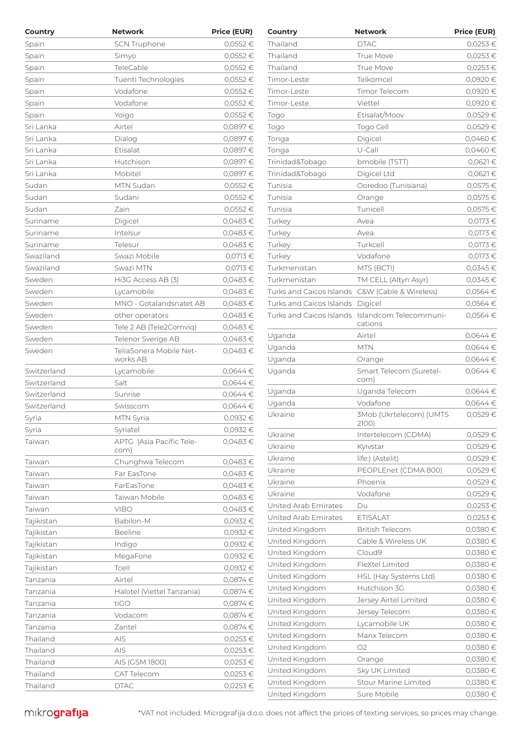| Country | Network | Price (EUR) |
|---|---|---|
| Spain | SCN Truphone | 0,0552 € |
| Spain | Simyo | 0,0552 € |
| Spain | TeleCable | 0,0552 € |
| Spain | Tuenti Technologies | 0,0552 € |
| Spain | Vodafone | 0,0552 € |
| Spain | Vodafone | 0,0552 € |
| Spain | Yoigo | 0,0552 € |
| Sri Lanka | Airtel | 0,0897 € |
| Sri Lanka | Dialog | 0,0897 € |
| Sri Lanka | Etisalat | 0,0897 € |
| Sri Lanka | Hutchison | 0,0897 € |
| Sri Lanka | Mobitel | 0,0897 € |
| Sudan | MTN Sudan | 0,0552 € |
| Sudan | Sudani | 0,0552 € |
| Sudan | Zain | 0,0552 € |
| Suriname | Digicel | 0,0483 € |
| Suriname | Intelsur | 0,0483 € |
| Suriname | Telesur | 0,0483 € |
| Swaziland | Swazi Mobile | 0,0713 € |
| Swaziland | Swazi MTN | 0,0713 € |
| Sweden | Hi3G Access AB (3) | 0,0483 € |
| Sweden | Lycamobile | 0,0483 € |
| Sweden | MNO - Gotalandsnatet AB | 0,0483 € |
| Sweden | other operators | 0,0483 € |
| Sweden | Tele 2 AB (Tele2Comviq) | 0,0483 € |
| Sweden | Telenor Sverige AB | 0,0483 € |
| Sweden | TeliaSonera Mobile Networks AB | 0,0483 € |
| Switzerland | Lycamobile | 0,0644 € |
| Switzerland | Salt | 0,0644 € |
| Switzerland | Sunrise | 0,0644 € |
| Switzerland | Swisscom | 0,0644 € |
| Syria | MTN Syria | 0,0932 € |
| Syria | Syriatel | 0,0932 € |
| Taiwan | APTG (Asia Pacific Telecom) | 0,0483 € |
| Taiwan | Chunghwa Telecom | 0,0483 € |
| Taiwan | Far EasTone | 0,0483 € |
| Taiwan | FarEasTone | 0,0483 € |
| Taiwan | Taiwan Mobile | 0,0483 € |
| Taiwan | VIBO | 0,0483 € |
| Tajikistan | Babilon-M | 0,0932 € |
| Tajikistan | Beeline | 0,0932 € |
| Tajikistan | Indigo | 0,0932 € |
| Tajikistan | MegaFone | 0,0932 € |
| Tajikistan | Tcell | 0,0932 € |
| Tanzania | Airtel | 0,0874 € |
| Tanzania | Halotel (Viettel Tanzania) | 0,0874 € |
| Tanzania | tiGO | 0,0874 € |
| Tanzania | Vodacom | 0,0874 € |
| Tanzania | Zantel | 0,0874 € |
| Thailand | AIS | 0,0253 € |
| Thailand | AIS | 0,0253 € |
| Thailand | AIS (GSM 1800) | 0,0253 € |
| Thailand | CAT Telecom | 0,0253 € |
| Thailand | DTAC | 0,0253 € |
| Thailand | DTAC | 0,0253 € |
| Thailand | True Move | 0,0253 € |
| Thailand | True Move | 0,0253 € |
| Timor-Leste | Telkomcel | 0,0920 € |
| Timor-Leste | Timor Telecom | 0,0920 € |
| Timor-Leste | Viettel | 0,0920 € |
| Togo | Etisalat/Moov | 0,0529 € |
| Togo | Togo Cell | 0,0529 € |
| Tonga | Digicel | 0,0460 € |
| Tonga | U-Call | 0,0460 € |
| Trinidad&Tobago | bmobile (TSTT) | 0,0621 € |
| Trinidad&Tobago | Digicel Ltd | 0,0621 € |
| Tunisia | Ooredoo (Tunisiana) | 0,0575 € |
| Tunisia | Orange | 0,0575 € |
| Tunisia | Tunicell | 0,0575 € |
| Turkey | Avea | 0,0173 € |
| Turkey | Avea | 0,0173 € |
| Turkey | Turkcell | 0,0173 € |
| Turkey | Vodafone | 0,0173 € |
| Turkmenistan | MTS (BCTI) | 0,0345 € |
| Turkmenistan | TM CELL (Altyn Asyr) | 0,0345 € |
| Turks and Caicos Islands | C&W (Cable & Wireless) | 0,0564 € |
| Turks and Caicos Islands | Digicel | 0,0564 € |
| Turks and Caicos Islands | Islandcom Telecommunications | 0,0564 € |
| Uganda | Airtel | 0,0644 € |
| Uganda | MTN | 0,0644 € |
| Uganda | Orange | 0,0644 € |
| Uganda | Smart Telecom (Suretelcom) | 0,0644 € |
| Uganda | Uganda Telecom | 0,0644 € |
| Uganda | Vodafone | 0,0644 € |
| Ukraine | 3Mob (Ukrtelecom) (UMTS 2100) | 0,0529 € |
| Ukraine | Intertelecom (CDMA) | 0,0529 € |
| Ukraine | Kyivstar | 0,0529 € |
| Ukraine | life:) (Astelit) | 0,0529 € |
| Ukraine | PEOPLEnet (CDMA 800) | 0,0529 € |
| Ukraine | Phoenix | 0,0529 € |
| Ukraine | Vodafone | 0,0529 € |
| United Arab Emirates | Du | 0,0253 € |
| United Arab Emirates | ETISALAT | 0,0253 € |
| United Kingdom | British Telecom | 0,0380 € |
| United Kingdom | Cable & Wireless UK | 0,0380 € |
| United Kingdom | Cloud9 | 0,0380 € |
| United Kingdom | FleXtel Limited | 0,0380 € |
| United Kingdom | HSL (Hay Systems Ltd) | 0,0380 € |
| United Kingdom | Hutchison 3G | 0,0380 € |
| United Kingdom | Jersey Airtel Limited | 0,0380 € |
| United Kingdom | Jersey Telecom | 0,0380 € |
| United Kingdom | Lycamobile UK | 0,0380 € |
| United Kingdom | Manx Telecom | 0,0380 € |
| United Kingdom | O2 | 0,0380 € |
| United Kingdom | Orange | 0,0380 € |
| United Kingdom | Sky UK Limited | 0,0380 € |
| United Kingdom | Stour Marine Limited | 0,0380 € |
| United Kingdom | Sure Mobile | 0,0380 € |

*VAT not included. Micrografija d.o.o. does not affect the prices of texting services, so prices may change.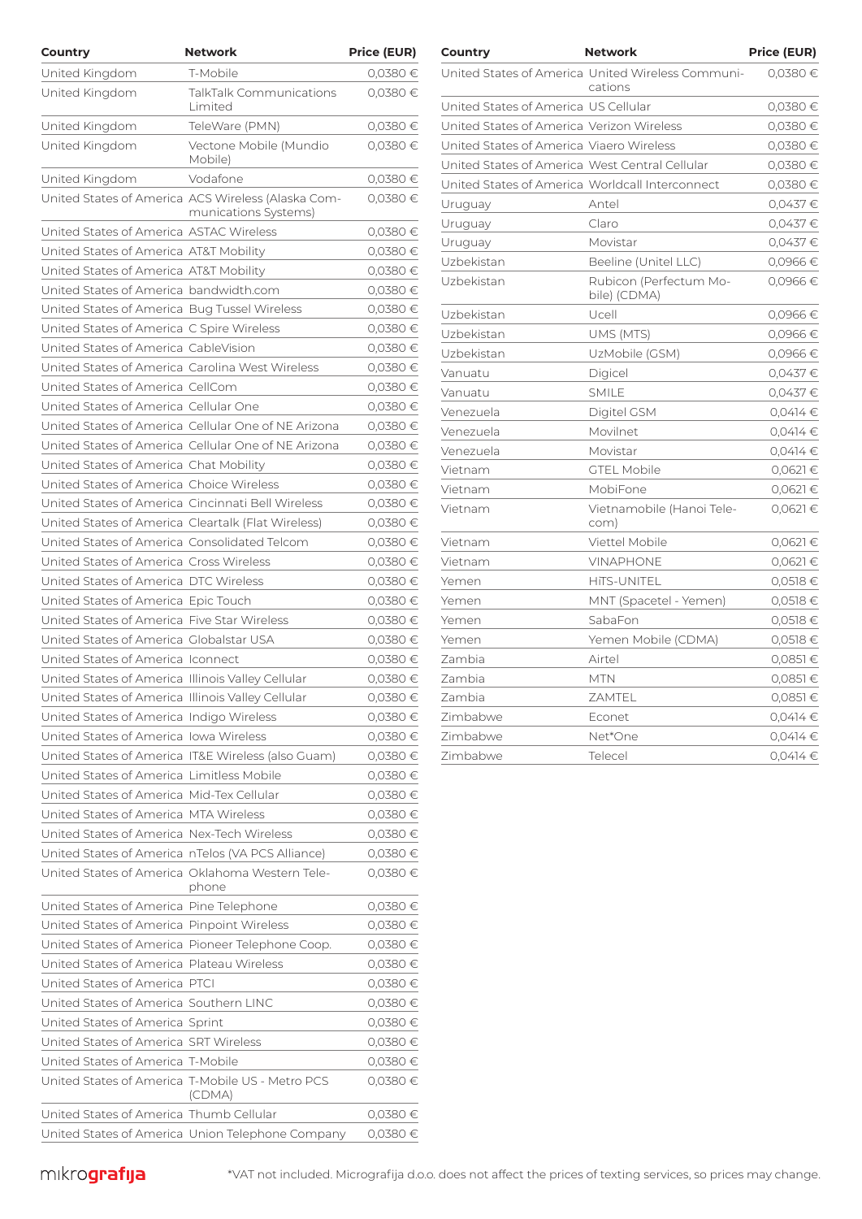| Country | Network | Price (EUR) |
|---|---|---|
| United Kingdom | T-Mobile | 0,0380 € |
| United Kingdom | TalkTalk Communications Limited | 0,0380 € |
| United Kingdom | TeleWare (PMN) | 0,0380 € |
| United Kingdom | Vectone Mobile (Mundio Mobile) | 0,0380 € |
| United Kingdom | Vodafone | 0,0380 € |
| United States of America | ACS Wireless (Alaska Communications Systems) | 0,0380 € |
| United States of America | ASTAC Wireless | 0,0380 € |
| United States of America | AT&T Mobility | 0,0380 € |
| United States of America | AT&T Mobility | 0,0380 € |
| United States of America | bandwidth.com | 0,0380 € |
| United States of America | Bug Tussel Wireless | 0,0380 € |
| United States of America | C Spire Wireless | 0,0380 € |
| United States of America | CableVision | 0,0380 € |
| United States of America | Carolina West Wireless | 0,0380 € |
| United States of America | CellCom | 0,0380 € |
| United States of America | Cellular One | 0,0380 € |
| United States of America | Cellular One of NE Arizona | 0,0380 € |
| United States of America | Cellular One of NE Arizona | 0,0380 € |
| United States of America | Chat Mobility | 0,0380 € |
| United States of America | Choice Wireless | 0,0380 € |
| United States of America | Cincinnati Bell Wireless | 0,0380 € |
| United States of America | Cleartalk (Flat Wireless) | 0,0380 € |
| United States of America | Consolidated Telcom | 0,0380 € |
| United States of America | Cross Wireless | 0,0380 € |
| United States of America | DTC Wireless | 0,0380 € |
| United States of America | Epic Touch | 0,0380 € |
| United States of America | Five Star Wireless | 0,0380 € |
| United States of America | Globalstar USA | 0,0380 € |
| United States of America | Iconnect | 0,0380 € |
| United States of America | Illinois Valley Cellular | 0,0380 € |
| United States of America | Illinois Valley Cellular | 0,0380 € |
| United States of America | Indigo Wireless | 0,0380 € |
| United States of America | Iowa Wireless | 0,0380 € |
| United States of America | IT&E Wireless (also Guam) | 0,0380 € |
| United States of America | Limitless Mobile | 0,0380 € |
| United States of America | Mid-Tex Cellular | 0,0380 € |
| United States of America | MTA Wireless | 0,0380 € |
| United States of America | Nex-Tech Wireless | 0,0380 € |
| United States of America | nTelos (VA PCS Alliance) | 0,0380 € |
| United States of America | Oklahoma Western Telephone | 0,0380 € |
| United States of America | Pine Telephone | 0,0380 € |
| United States of America | Pinpoint Wireless | 0,0380 € |
| United States of America | Pioneer Telephone Coop. | 0,0380 € |
| United States of America | Plateau Wireless | 0,0380 € |
| United States of America | PTCI | 0,0380 € |
| United States of America | Southern LINC | 0,0380 € |
| United States of America | Sprint | 0,0380 € |
| United States of America | SRT Wireless | 0,0380 € |
| United States of America | T-Mobile | 0,0380 € |
| United States of America | T-Mobile US - Metro PCS (CDMA) | 0,0380 € |
| United States of America | Thumb Cellular | 0,0380 € |
| United States of America | Union Telephone Company | 0,0380 € |
| United States of America | United Wireless Communications | 0,0380 € |
| United States of America | US Cellular | 0,0380 € |
| United States of America | Verizon Wireless | 0,0380 € |
| United States of America | Viaero Wireless | 0,0380 € |
| United States of America | West Central Cellular | 0,0380 € |
| United States of America | Worldcall Interconnect | 0,0380 € |
| Uruguay | Antel | 0,0437 € |
| Uruguay | Claro | 0,0437 € |
| Uruguay | Movistar | 0,0437 € |
| Uzbekistan | Beeline (Unitel LLC) | 0,0966 € |
| Uzbekistan | Rubicon (Perfectum Mobile) (CDMA) | 0,0966 € |
| Uzbekistan | Ucell | 0,0966 € |
| Uzbekistan | UMS (MTS) | 0,0966 € |
| Uzbekistan | UzMobile (GSM) | 0,0966 € |
| Vanuatu | Digicel | 0,0437 € |
| Vanuatu | SMILE | 0,0437 € |
| Venezuela | Digitel GSM | 0,0414 € |
| Venezuela | Movilnet | 0,0414 € |
| Venezuela | Movistar | 0,0414 € |
| Vietnam | GTEL Mobile | 0,0621 € |
| Vietnam | MobiFone | 0,0621 € |
| Vietnam | Vietnamobile (Hanoi Telecom) | 0,0621 € |
| Vietnam | Viettel Mobile | 0,0621 € |
| Vietnam | VINAPHONE | 0,0621 € |
| Yemen | HiTS-UNITEL | 0,0518 € |
| Yemen | MNT (Spacetel - Yemen) | 0,0518 € |
| Yemen | SabaFon | 0,0518 € |
| Yemen | Yemen Mobile (CDMA) | 0,0518 € |
| Zambia | Airtel | 0,0851 € |
| Zambia | MTN | 0,0851 € |
| Zambia | ZAMTEL | 0,0851 € |
| Zimbabwe | Econet | 0,0414 € |
| Zimbabwe | Net*One | 0,0414 € |
| Zimbabwe | Telecel | 0,0414 € |

mikrografija

*VAT not included. Micrografija d.o.o. does not affect the prices of texting services, so prices may change.